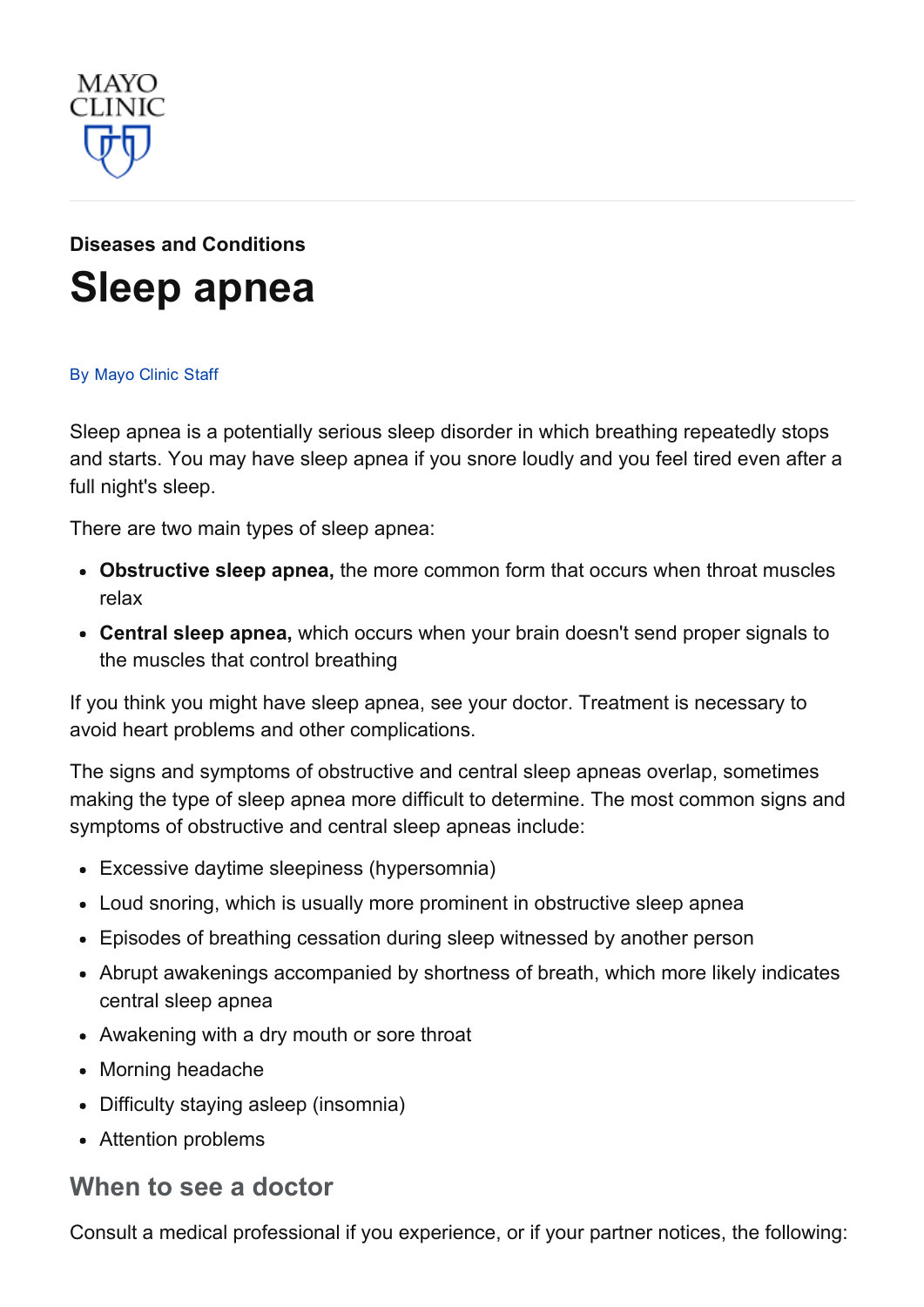MAYO CLINIC

**Diseases and Conditions**

# Sleep apnea

By Mayo Clinic Staff

Sleep apnea is a potentially serious sleep disorder in which breathing repeatedly stops and starts. You may have sleep apnea if you snore loudly and you feel tired even after a full night's sleep.

There are two main types of sleep apnea:

- **Obstructive sleep apnea,** the more common form that occurs when throat muscles relax
- **Central sleep apnea,** which occurs when your brain doesn't send proper signals to the muscles that control breathing

If you think you might have sleep apnea, see your doctor. Treatment is necessary to avoid heart problems and other complications.

The signs and symptoms of obstructive and central sleep apneas overlap, sometimes making the type of sleep apnea more difficult to determine. The most common signs and symptoms of obstructive and central sleep apneas include:

- Excessive daytime sleepiness (hypersomnia)
- Loud snoring, which is usually more prominent in obstructive sleep apnea
- Episodes of breathing cessation during sleep witnessed by another person
- Abrupt awakenings accompanied by shortness of breath, which more likely indicates central sleep apnea
- Awakening with a dry mouth or sore throat
- Morning headache
- Difficulty staying asleep (insomnia)
- Attention problems

## When to see a doctor

Consult a medical professional if you experience, or if your partner notices, the following: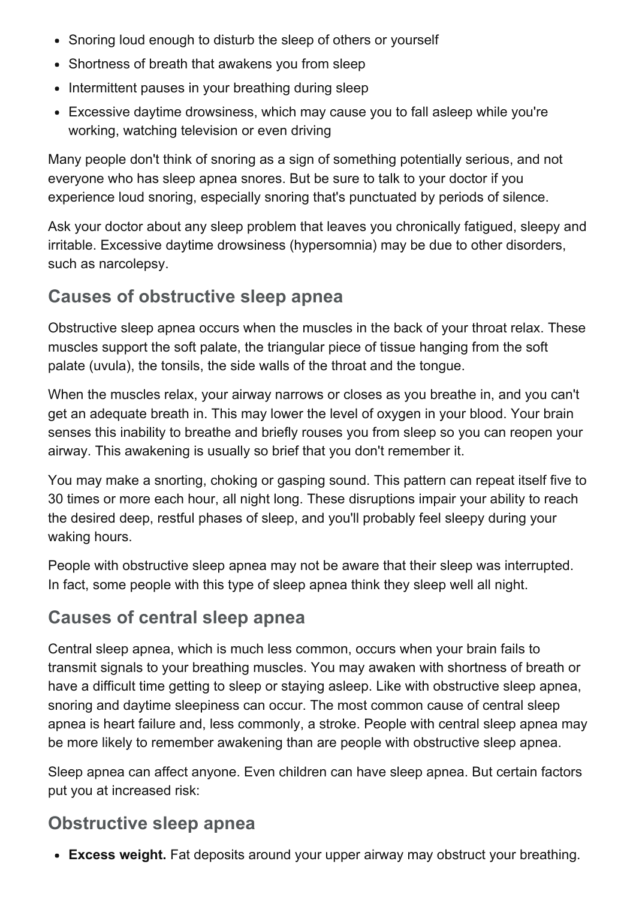- Snoring loud enough to disturb the sleep of others or yourself
- Shortness of breath that awakens you from sleep
- Intermittent pauses in your breathing during sleep
- Excessive daytime drowsiness, which may cause you to fall asleep while you're working, watching television or even driving

Many people don't think of snoring as a sign of something potentially serious, and not everyone who has sleep apnea snores. But be sure to talk to your doctor if you experience loud snoring, especially snoring that's punctuated by periods of silence.

Ask your doctor about any sleep problem that leaves you chronically fatigued, sleepy and irritable. Excessive daytime drowsiness (hypersomnia) may be due to other disorders, such as narcolepsy.

## Causes of obstructive sleep apnea

Obstructive sleep apnea occurs when the muscles in the back of your throat relax. These muscles support the soft palate, the triangular piece of tissue hanging from the soft palate (uvula), the tonsils, the side walls of the throat and the tongue.

When the muscles relax, your airway narrows or closes as you breathe in, and you can't get an adequate breath in. This may lower the level of oxygen in your blood. Your brain senses this inability to breathe and briefly rouses you from sleep so you can reopen your airway. This awakening is usually so brief that you don't remember it.

You may make a snorting, choking or gasping sound. This pattern can repeat itself five to 30 times or more each hour, all night long. These disruptions impair your ability to reach the desired deep, restful phases of sleep, and you'll probably feel sleepy during your waking hours.

People with obstructive sleep apnea may not be aware that their sleep was interrupted. In fact, some people with this type of sleep apnea think they sleep well all night.

## Causes of central sleep apnea

Central sleep apnea, which is much less common, occurs when your brain fails to transmit signals to your breathing muscles. You may awaken with shortness of breath or have a difficult time getting to sleep or staying asleep. Like with obstructive sleep apnea, snoring and daytime sleepiness can occur. The most common cause of central sleep apnea is heart failure and, less commonly, a stroke. People with central sleep apnea may be more likely to remember awakening than are people with obstructive sleep apnea.

Sleep apnea can affect anyone. Even children can have sleep apnea. But certain factors put you at increased risk:

## Obstructive sleep apnea

- **Excess weight.** Fat deposits around your upper airway may obstruct your breathing.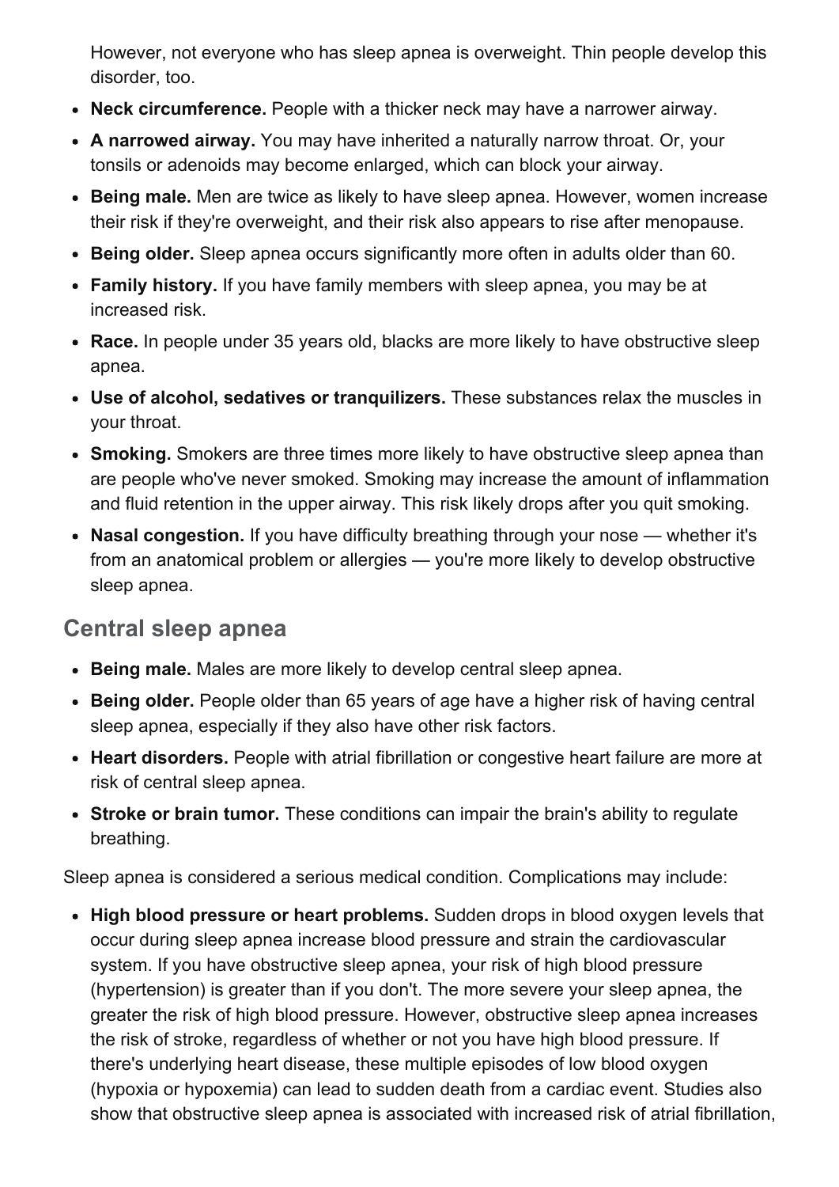However, not everyone who has sleep apnea is overweight. Thin people develop this disorder, too.

- **Neck circumference.** People with a thicker neck may have a narrower airway.
- **A narrowed airway.** You may have inherited a naturally narrow throat. Or, your tonsils or adenoids may become enlarged, which can block your airway.
- **Being male.** Men are twice as likely to have sleep apnea. However, women increase their risk if they're overweight, and their risk also appears to rise after menopause.
- **Being older.** Sleep apnea occurs significantly more often in adults older than 60.
- **Family history.** If you have family members with sleep apnea, you may be at increased risk.
- **Race.** In people under 35 years old, blacks are more likely to have obstructive sleep apnea.
- **Use of alcohol, sedatives or tranquilizers.** These substances relax the muscles in your throat.
- **Smoking.** Smokers are three times more likely to have obstructive sleep apnea than are people who've never smoked. Smoking may increase the amount of inflammation and fluid retention in the upper airway. This risk likely drops after you quit smoking.
- **Nasal congestion.** If you have difficulty breathing through your nose — whether it's from an anatomical problem or allergies — you're more likely to develop obstructive sleep apnea.

## Central sleep apnea

- **Being male.** Males are more likely to develop central sleep apnea.
- **Being older.** People older than 65 years of age have a higher risk of having central sleep apnea, especially if they also have other risk factors.
- **Heart disorders.** People with atrial fibrillation or congestive heart failure are more at risk of central sleep apnea.
- **Stroke or brain tumor.** These conditions can impair the brain's ability to regulate breathing.

Sleep apnea is considered a serious medical condition. Complications may include:

- **High blood pressure or heart problems.** Sudden drops in blood oxygen levels that occur during sleep apnea increase blood pressure and strain the cardiovascular system. If you have obstructive sleep apnea, your risk of high blood pressure (hypertension) is greater than if you don't. The more severe your sleep apnea, the greater the risk of high blood pressure. However, obstructive sleep apnea increases the risk of stroke, regardless of whether or not you have high blood pressure. If there's underlying heart disease, these multiple episodes of low blood oxygen (hypoxia or hypoxemia) can lead to sudden death from a cardiac event. Studies also show that obstructive sleep apnea is associated with increased risk of atrial fibrillation,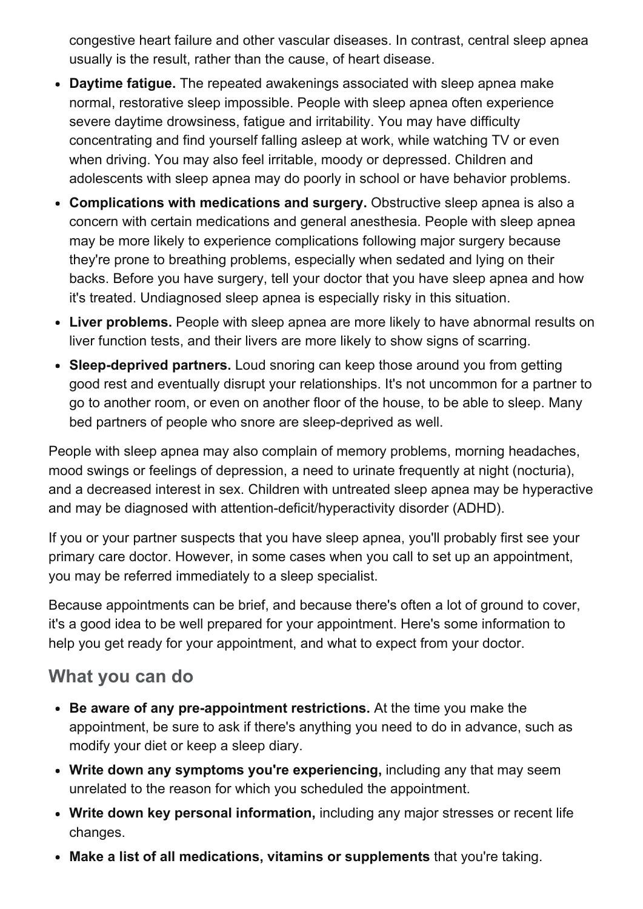congestive heart failure and other vascular diseases. In contrast, central sleep apnea usually is the result, rather than the cause, of heart disease.

- **Daytime fatigue.** The repeated awakenings associated with sleep apnea make normal, restorative sleep impossible. People with sleep apnea often experience severe daytime drowsiness, fatigue and irritability. You may have difficulty concentrating and find yourself falling asleep at work, while watching TV or even when driving. You may also feel irritable, moody or depressed. Children and adolescents with sleep apnea may do poorly in school or have behavior problems.
- **Complications with medications and surgery.** Obstructive sleep apnea is also a concern with certain medications and general anesthesia. People with sleep apnea may be more likely to experience complications following major surgery because they're prone to breathing problems, especially when sedated and lying on their backs. Before you have surgery, tell your doctor that you have sleep apnea and how it's treated. Undiagnosed sleep apnea is especially risky in this situation.
- **Liver problems.** People with sleep apnea are more likely to have abnormal results on liver function tests, and their livers are more likely to show signs of scarring.
- **Sleep-deprived partners.** Loud snoring can keep those around you from getting good rest and eventually disrupt your relationships. It's not uncommon for a partner to go to another room, or even on another floor of the house, to be able to sleep. Many bed partners of people who snore are sleep-deprived as well.

People with sleep apnea may also complain of memory problems, morning headaches, mood swings or feelings of depression, a need to urinate frequently at night (nocturia), and a decreased interest in sex. Children with untreated sleep apnea may be hyperactive and may be diagnosed with attention-deficit/hyperactivity disorder (ADHD).

If you or your partner suspects that you have sleep apnea, you'll probably first see your primary care doctor. However, in some cases when you call to set up an appointment, you may be referred immediately to a sleep specialist.

Because appointments can be brief, and because there's often a lot of ground to cover, it's a good idea to be well prepared for your appointment. Here's some information to help you get ready for your appointment, and what to expect from your doctor.

## What you can do

- **Be aware of any pre-appointment restrictions.** At the time you make the appointment, be sure to ask if there's anything you need to do in advance, such as modify your diet or keep a sleep diary.
- **Write down any symptoms you're experiencing,** including any that may seem unrelated to the reason for which you scheduled the appointment.
- **Write down key personal information,** including any major stresses or recent life changes.
- **Make a list of all medications, vitamins or supplements** that you're taking.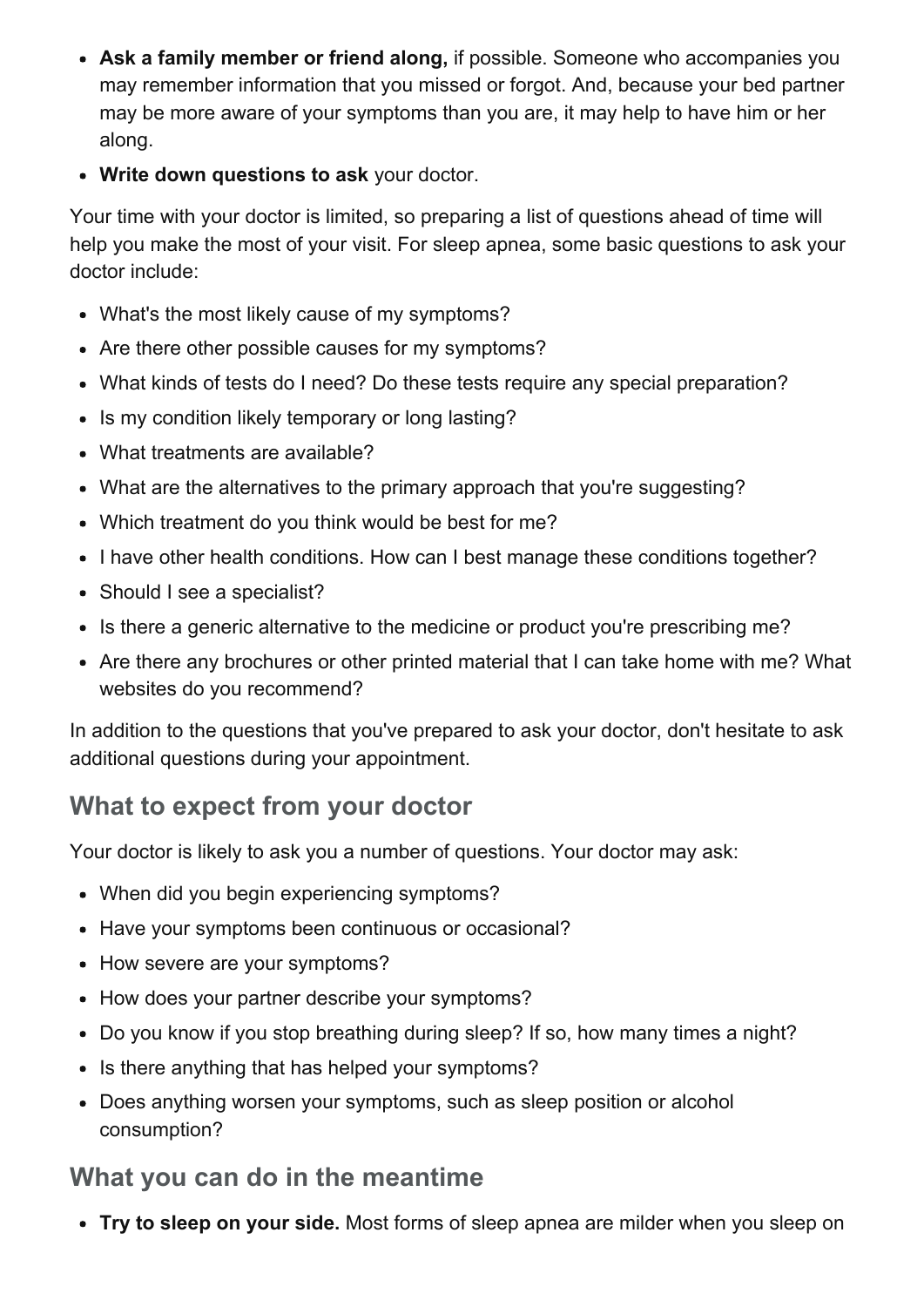- **Ask a family member or friend along,** if possible. Someone who accompanies you may remember information that you missed or forgot. And, because your bed partner may be more aware of your symptoms than you are, it may help to have him or her along.
- **Write down questions to ask** your doctor.

Your time with your doctor is limited, so preparing a list of questions ahead of time will help you make the most of your visit. For sleep apnea, some basic questions to ask your doctor include:

- What's the most likely cause of my symptoms?
- Are there other possible causes for my symptoms?
- What kinds of tests do I need? Do these tests require any special preparation?
- Is my condition likely temporary or long lasting?
- What treatments are available?
- What are the alternatives to the primary approach that you're suggesting?
- Which treatment do you think would be best for me?
- I have other health conditions. How can I best manage these conditions together?
- Should I see a specialist?
- Is there a generic alternative to the medicine or product you're prescribing me?
- Are there any brochures or other printed material that I can take home with me? What websites do you recommend?

In addition to the questions that you've prepared to ask your doctor, don't hesitate to ask additional questions during your appointment.

## What to expect from your doctor

Your doctor is likely to ask you a number of questions. Your doctor may ask:

- When did you begin experiencing symptoms?
- Have your symptoms been continuous or occasional?
- How severe are your symptoms?
- How does your partner describe your symptoms?
- Do you know if you stop breathing during sleep? If so, how many times a night?
- Is there anything that has helped your symptoms?
- Does anything worsen your symptoms, such as sleep position or alcohol consumption?

## What you can do in the meantime

- **Try to sleep on your side.** Most forms of sleep apnea are milder when you sleep on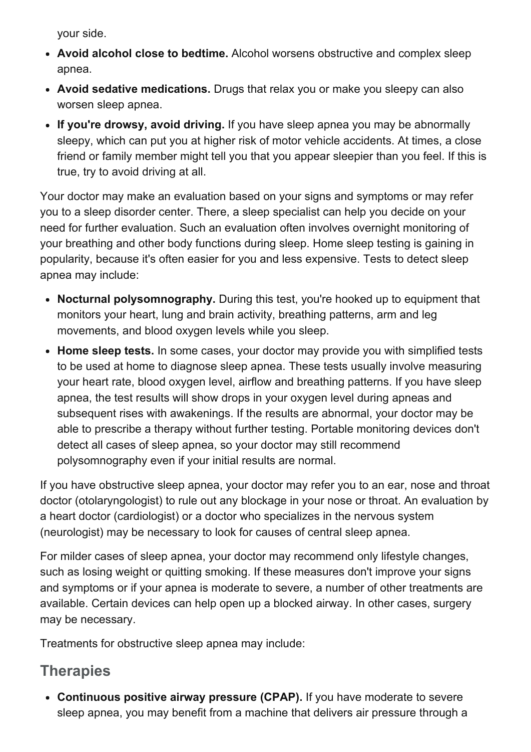your side.

- **Avoid alcohol close to bedtime.** Alcohol worsens obstructive and complex sleep apnea.
- **Avoid sedative medications.** Drugs that relax you or make you sleepy can also worsen sleep apnea.
- **If you're drowsy, avoid driving.** If you have sleep apnea you may be abnormally sleepy, which can put you at higher risk of motor vehicle accidents. At times, a close friend or family member might tell you that you appear sleepier than you feel. If this is true, try to avoid driving at all.

Your doctor may make an evaluation based on your signs and symptoms or may refer you to a sleep disorder center. There, a sleep specialist can help you decide on your need for further evaluation. Such an evaluation often involves overnight monitoring of your breathing and other body functions during sleep. Home sleep testing is gaining in popularity, because it's often easier for you and less expensive. Tests to detect sleep apnea may include:

- **Nocturnal polysomnography.** During this test, you're hooked up to equipment that monitors your heart, lung and brain activity, breathing patterns, arm and leg movements, and blood oxygen levels while you sleep.
- **Home sleep tests.** In some cases, your doctor may provide you with simplified tests to be used at home to diagnose sleep apnea. These tests usually involve measuring your heart rate, blood oxygen level, airflow and breathing patterns. If you have sleep apnea, the test results will show drops in your oxygen level during apneas and subsequent rises with awakenings. If the results are abnormal, your doctor may be able to prescribe a therapy without further testing. Portable monitoring devices don't detect all cases of sleep apnea, so your doctor may still recommend polysomnography even if your initial results are normal.

If you have obstructive sleep apnea, your doctor may refer you to an ear, nose and throat doctor (otolaryngologist) to rule out any blockage in your nose or throat. An evaluation by a heart doctor (cardiologist) or a doctor who specializes in the nervous system (neurologist) may be necessary to look for causes of central sleep apnea.

For milder cases of sleep apnea, your doctor may recommend only lifestyle changes, such as losing weight or quitting smoking. If these measures don't improve your signs and symptoms or if your apnea is moderate to severe, a number of other treatments are available. Certain devices can help open up a blocked airway. In other cases, surgery may be necessary.

Treatments for obstructive sleep apnea may include:

## Therapies

- **Continuous positive airway pressure (CPAP).** If you have moderate to severe sleep apnea, you may benefit from a machine that delivers air pressure through a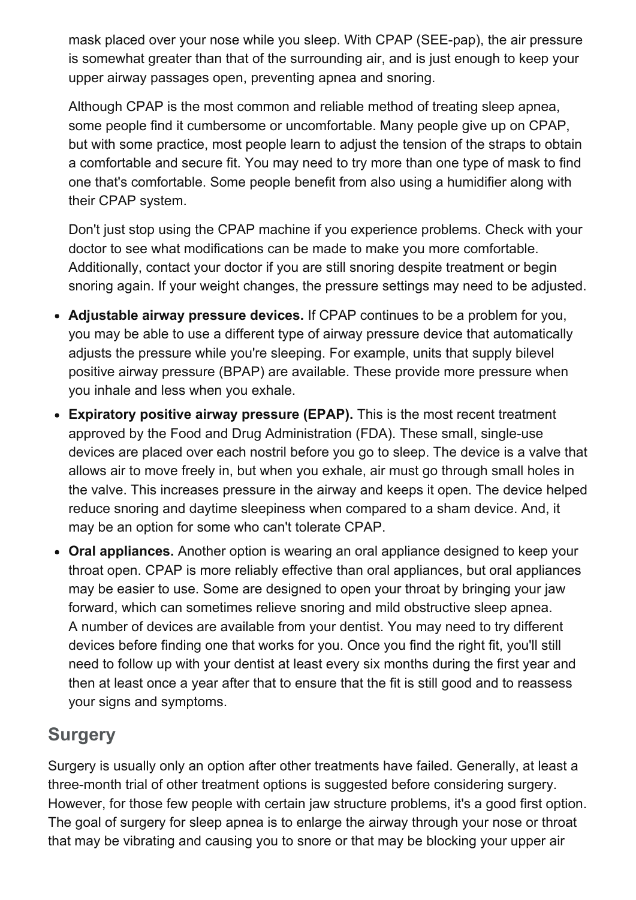mask placed over your nose while you sleep. With CPAP (SEE-pap), the air pressure is somewhat greater than that of the surrounding air, and is just enough to keep your upper airway passages open, preventing apnea and snoring.

Although CPAP is the most common and reliable method of treating sleep apnea, some people find it cumbersome or uncomfortable. Many people give up on CPAP, but with some practice, most people learn to adjust the tension of the straps to obtain a comfortable and secure fit. You may need to try more than one type of mask to find one that's comfortable. Some people benefit from also using a humidifier along with their CPAP system.

Don't just stop using the CPAP machine if you experience problems. Check with your doctor to see what modifications can be made to make you more comfortable. Additionally, contact your doctor if you are still snoring despite treatment or begin snoring again. If your weight changes, the pressure settings may need to be adjusted.

- **Adjustable airway pressure devices.** If CPAP continues to be a problem for you, you may be able to use a different type of airway pressure device that automatically adjusts the pressure while you're sleeping. For example, units that supply bilevel positive airway pressure (BPAP) are available. These provide more pressure when you inhale and less when you exhale.
- **Expiratory positive airway pressure (EPAP).** This is the most recent treatment approved by the Food and Drug Administration (FDA). These small, single-use devices are placed over each nostril before you go to sleep. The device is a valve that allows air to move freely in, but when you exhale, air must go through small holes in the valve. This increases pressure in the airway and keeps it open. The device helped reduce snoring and daytime sleepiness when compared to a sham device. And, it may be an option for some who can't tolerate CPAP.
- **Oral appliances.** Another option is wearing an oral appliance designed to keep your throat open. CPAP is more reliably effective than oral appliances, but oral appliances may be easier to use. Some are designed to open your throat by bringing your jaw forward, which can sometimes relieve snoring and mild obstructive sleep apnea. A number of devices are available from your dentist. You may need to try different devices before finding one that works for you. Once you find the right fit, you'll still need to follow up with your dentist at least every six months during the first year and then at least once a year after that to ensure that the fit is still good and to reassess your signs and symptoms.

## Surgery

Surgery is usually only an option after other treatments have failed. Generally, at least a three-month trial of other treatment options is suggested before considering surgery. However, for those few people with certain jaw structure problems, it's a good first option. The goal of surgery for sleep apnea is to enlarge the airway through your nose or throat that may be vibrating and causing you to snore or that may be blocking your upper air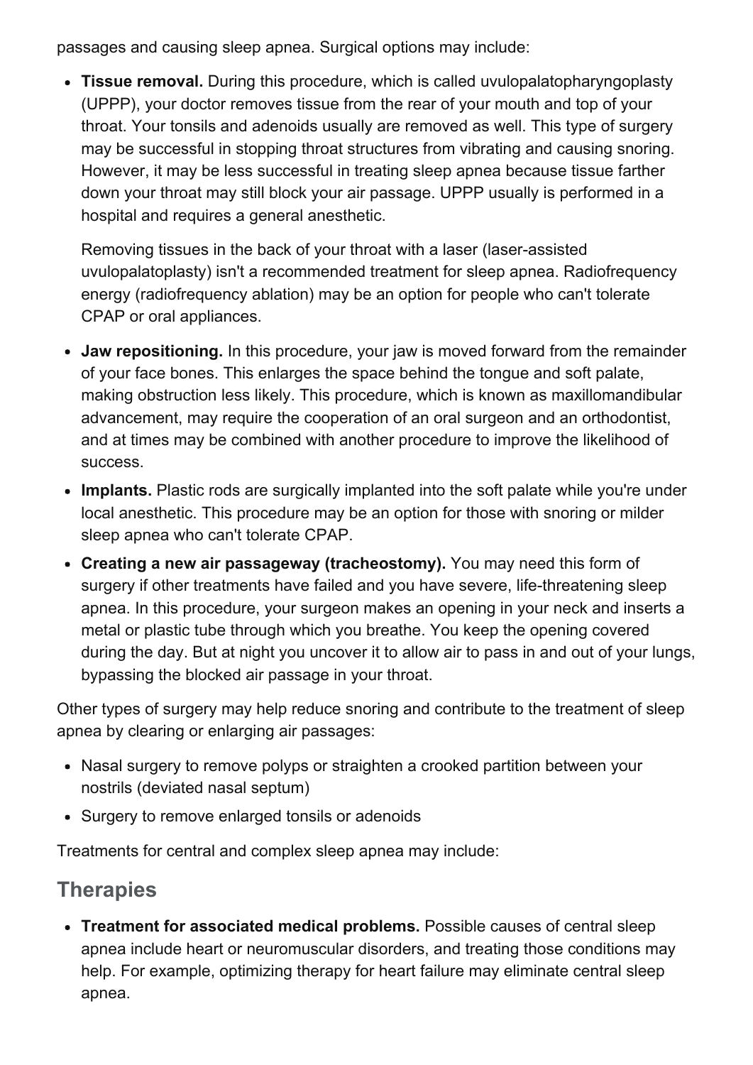passages and causing sleep apnea. Surgical options may include:

- **Tissue removal.** During this procedure, which is called uvulopalatopharyngoplasty (UPPP), your doctor removes tissue from the rear of your mouth and top of your throat. Your tonsils and adenoids usually are removed as well. This type of surgery may be successful in stopping throat structures from vibrating and causing snoring. However, it may be less successful in treating sleep apnea because tissue farther down your throat may still block your air passage. UPPP usually is performed in a hospital and requires a general anesthetic.

  Removing tissues in the back of your throat with a laser (laser-assisted uvulopalatoplasty) isn't a recommended treatment for sleep apnea. Radiofrequency energy (radiofrequency ablation) may be an option for people who can't tolerate CPAP or oral appliances.

- **Jaw repositioning.** In this procedure, your jaw is moved forward from the remainder of your face bones. This enlarges the space behind the tongue and soft palate, making obstruction less likely. This procedure, which is known as maxillomandibular advancement, may require the cooperation of an oral surgeon and an orthodontist, and at times may be combined with another procedure to improve the likelihood of success.
- **Implants.** Plastic rods are surgically implanted into the soft palate while you're under local anesthetic. This procedure may be an option for those with snoring or milder sleep apnea who can't tolerate CPAP.
- **Creating a new air passageway (tracheostomy).** You may need this form of surgery if other treatments have failed and you have severe, life-threatening sleep apnea. In this procedure, your surgeon makes an opening in your neck and inserts a metal or plastic tube through which you breathe. You keep the opening covered during the day. But at night you uncover it to allow air to pass in and out of your lungs, bypassing the blocked air passage in your throat.

Other types of surgery may help reduce snoring and contribute to the treatment of sleep apnea by clearing or enlarging air passages:

- Nasal surgery to remove polyps or straighten a crooked partition between your nostrils (deviated nasal septum)
- Surgery to remove enlarged tonsils or adenoids

Treatments for central and complex sleep apnea may include:

## Therapies

- **Treatment for associated medical problems.** Possible causes of central sleep apnea include heart or neuromuscular disorders, and treating those conditions may help. For example, optimizing therapy for heart failure may eliminate central sleep apnea.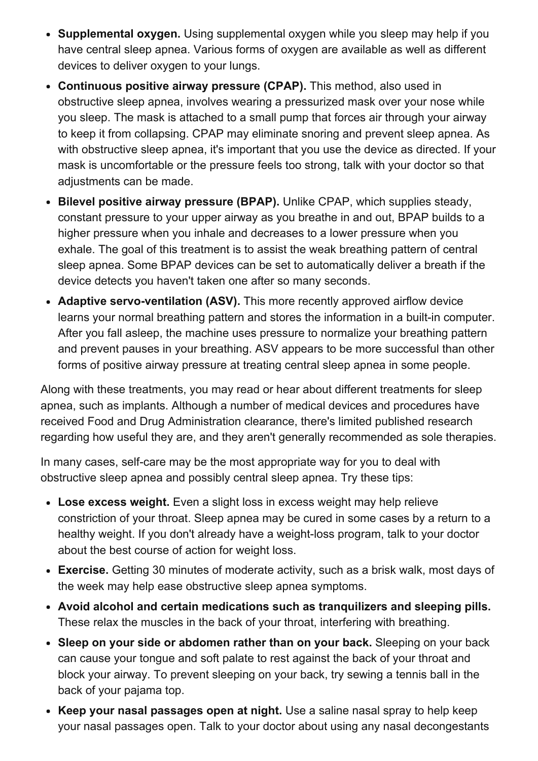- **Supplemental oxygen.** Using supplemental oxygen while you sleep may help if you have central sleep apnea. Various forms of oxygen are available as well as different devices to deliver oxygen to your lungs.
- **Continuous positive airway pressure (CPAP).** This method, also used in obstructive sleep apnea, involves wearing a pressurized mask over your nose while you sleep. The mask is attached to a small pump that forces air through your airway to keep it from collapsing. CPAP may eliminate snoring and prevent sleep apnea. As with obstructive sleep apnea, it's important that you use the device as directed. If your mask is uncomfortable or the pressure feels too strong, talk with your doctor so that adjustments can be made.
- **Bilevel positive airway pressure (BPAP).** Unlike CPAP, which supplies steady, constant pressure to your upper airway as you breathe in and out, BPAP builds to a higher pressure when you inhale and decreases to a lower pressure when you exhale. The goal of this treatment is to assist the weak breathing pattern of central sleep apnea. Some BPAP devices can be set to automatically deliver a breath if the device detects you haven't taken one after so many seconds.
- **Adaptive servo-ventilation (ASV).** This more recently approved airflow device learns your normal breathing pattern and stores the information in a built-in computer. After you fall asleep, the machine uses pressure to normalize your breathing pattern and prevent pauses in your breathing. ASV appears to be more successful than other forms of positive airway pressure at treating central sleep apnea in some people.

Along with these treatments, you may read or hear about different treatments for sleep apnea, such as implants. Although a number of medical devices and procedures have received Food and Drug Administration clearance, there's limited published research regarding how useful they are, and they aren't generally recommended as sole therapies.

In many cases, self-care may be the most appropriate way for you to deal with obstructive sleep apnea and possibly central sleep apnea. Try these tips:

- **Lose excess weight.** Even a slight loss in excess weight may help relieve constriction of your throat. Sleep apnea may be cured in some cases by a return to a healthy weight. If you don't already have a weight-loss program, talk to your doctor about the best course of action for weight loss.
- **Exercise.** Getting 30 minutes of moderate activity, such as a brisk walk, most days of the week may help ease obstructive sleep apnea symptoms.
- **Avoid alcohol and certain medications such as tranquilizers and sleeping pills.** These relax the muscles in the back of your throat, interfering with breathing.
- **Sleep on your side or abdomen rather than on your back.** Sleeping on your back can cause your tongue and soft palate to rest against the back of your throat and block your airway. To prevent sleeping on your back, try sewing a tennis ball in the back of your pajama top.
- **Keep your nasal passages open at night.** Use a saline nasal spray to help keep your nasal passages open. Talk to your doctor about using any nasal decongestants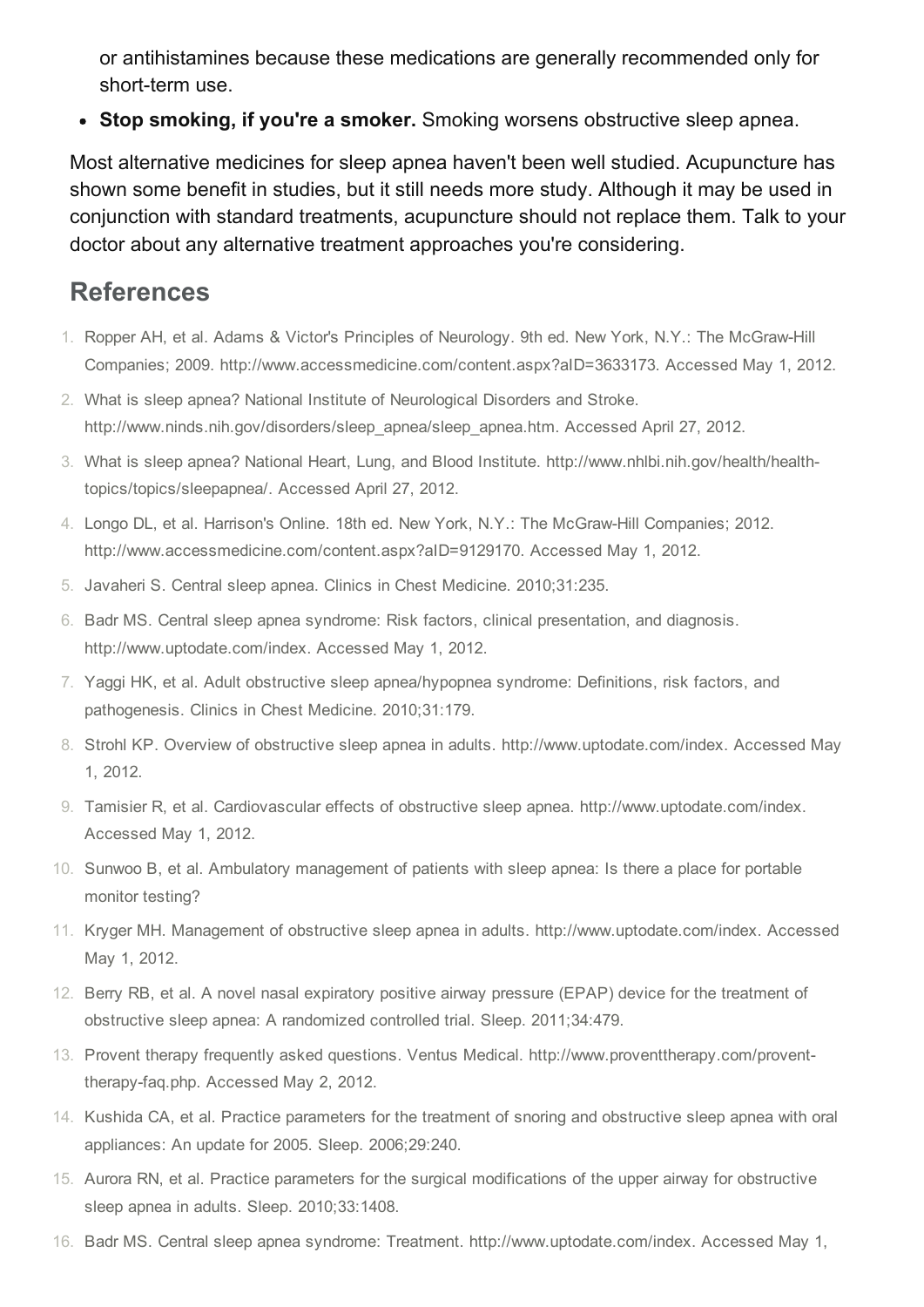or antihistamines because these medications are generally recommended only for short-term use.

- **Stop smoking, if you're a smoker.** Smoking worsens obstructive sleep apnea.

Most alternative medicines for sleep apnea haven't been well studied. Acupuncture has shown some benefit in studies, but it still needs more study. Although it may be used in conjunction with standard treatments, acupuncture should not replace them. Talk to your doctor about any alternative treatment approaches you're considering.

## References

1. Ropper AH, et al. Adams & Victor's Principles of Neurology. 9th ed. New York, N.Y.: The McGraw-Hill Companies; 2009. http://www.accessmedicine.com/content.aspx?aID=3633173. Accessed May 1, 2012.
2. What is sleep apnea? National Institute of Neurological Disorders and Stroke. http://www.ninds.nih.gov/disorders/sleep_apnea/sleep_apnea.htm. Accessed April 27, 2012.
3. What is sleep apnea? National Heart, Lung, and Blood Institute. http://www.nhlbi.nih.gov/health/health-topics/topics/sleepapnea/. Accessed April 27, 2012.
4. Longo DL, et al. Harrison's Online. 18th ed. New York, N.Y.: The McGraw-Hill Companies; 2012. http://www.accessmedicine.com/content.aspx?aID=9129170. Accessed May 1, 2012.
5. Javaheri S. Central sleep apnea. Clinics in Chest Medicine. 2010;31:235.
6. Badr MS. Central sleep apnea syndrome: Risk factors, clinical presentation, and diagnosis. http://www.uptodate.com/index. Accessed May 1, 2012.
7. Yaggi HK, et al. Adult obstructive sleep apnea/hypopnea syndrome: Definitions, risk factors, and pathogenesis. Clinics in Chest Medicine. 2010;31:179.
8. Strohl KP. Overview of obstructive sleep apnea in adults. http://www.uptodate.com/index. Accessed May 1, 2012.
9. Tamisier R, et al. Cardiovascular effects of obstructive sleep apnea. http://www.uptodate.com/index. Accessed May 1, 2012.
10. Sunwoo B, et al. Ambulatory management of patients with sleep apnea: Is there a place for portable monitor testing?
11. Kryger MH. Management of obstructive sleep apnea in adults. http://www.uptodate.com/index. Accessed May 1, 2012.
12. Berry RB, et al. A novel nasal expiratory positive airway pressure (EPAP) device for the treatment of obstructive sleep apnea: A randomized controlled trial. Sleep. 2011;34:479.
13. Provent therapy frequently asked questions. Ventus Medical. http://www.proventtherapy.com/provent-therapy-faq.php. Accessed May 2, 2012.
14. Kushida CA, et al. Practice parameters for the treatment of snoring and obstructive sleep apnea with oral appliances: An update for 2005. Sleep. 2006;29:240.
15. Aurora RN, et al. Practice parameters for the surgical modifications of the upper airway for obstructive sleep apnea in adults. Sleep. 2010;33:1408.
16. Badr MS. Central sleep apnea syndrome: Treatment. http://www.uptodate.com/index. Accessed May 1,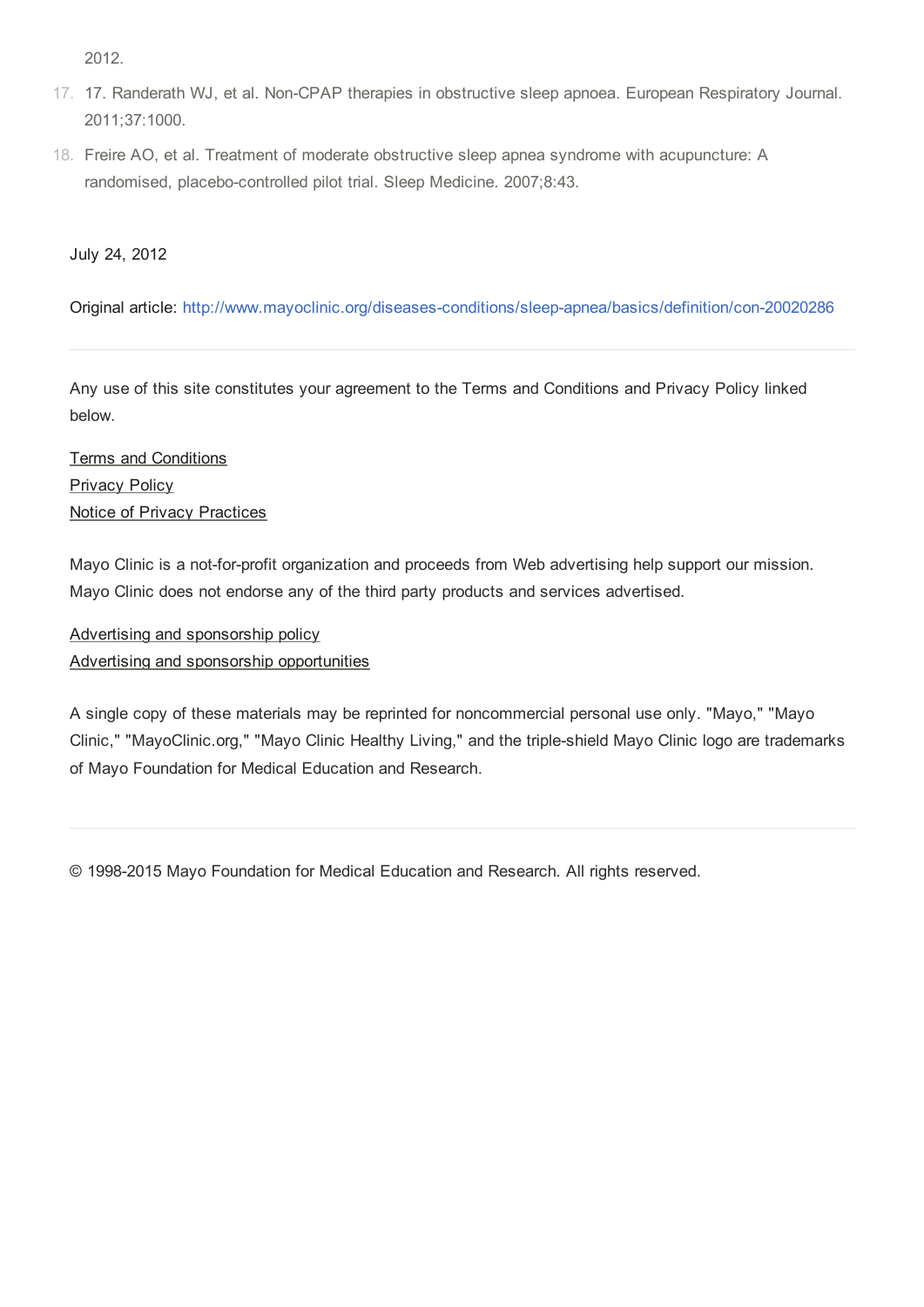2012.

17. 17. Randerath WJ, et al. Non-CPAP therapies in obstructive sleep apnoea. European Respiratory Journal. 2011;37:1000.
18. Freire AO, et al. Treatment of moderate obstructive sleep apnea syndrome with acupuncture: A randomised, placebo-controlled pilot trial. Sleep Medicine. 2007;8:43.

July 24, 2012

Original article: http://www.mayoclinic.org/diseases-conditions/sleep-apnea/basics/definition/con-20020286

---

Any use of this site constitutes your agreement to the Terms and Conditions and Privacy Policy linked below.

Terms and Conditions
Privacy Policy
Notice of Privacy Practices

Mayo Clinic is a not-for-profit organization and proceeds from Web advertising help support our mission. Mayo Clinic does not endorse any of the third party products and services advertised.

Advertising and sponsorship policy
Advertising and sponsorship opportunities

A single copy of these materials may be reprinted for noncommercial personal use only. "Mayo," "Mayo Clinic," "MayoClinic.org," "Mayo Clinic Healthy Living," and the triple-shield Mayo Clinic logo are trademarks of Mayo Foundation for Medical Education and Research.

---

© 1998-2015 Mayo Foundation for Medical Education and Research. All rights reserved.